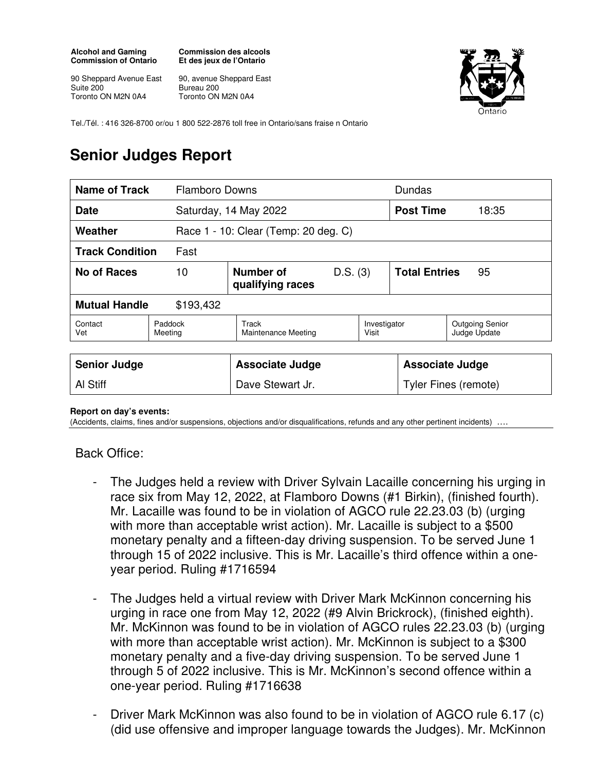**Alcohol and Gaming Commission of Ontario**

90 Sheppard Avenue East
Suite 200
Toronto ON M2N 0A4

**Commission des alcools Et des jeux de l'Ontario**

90, avenue Sheppard East
Bureau 200
Toronto ON M2N 0A4

Tel./Tél. : 416 326-8700 or/ou 1 800 522-2876 toll free in Ontario/sans fraise n Ontario

# Senior Judges Report

| **Name of Track** | Flamboro Downs | | | Dundas | |
|---|---|---|---|---|---|
| **Date** | Saturday, 14 May 2022 | | | **Post Time** | 18:35 |
| **Weather** | Race 1 - 10: Clear (Temp: 20 deg. C) | | | | |
| **Track Condition** | Fast | | | | |
| **No of Races** | 10 | **Number of qualifying races** | D.S. (3) | **Total Entries** | 95 |
| **Mutual Handle** | $193,432 | | | | |
| Contact Vet | Paddock Meeting | Track Maintenance Meeting | Investigator Visit | Outgoing Senior Judge Update | |

| **Senior Judge** | **Associate Judge** | **Associate Judge** |
|---|---|---|
| Al Stiff | Dave Stewart Jr. | Tyler Fines (remote) |

**Report on day's events:**
(Accidents, claims, fines and/or suspensions, objections and/or disqualifications, refunds and any other pertinent incidents) ….

Back Office:

- The Judges held a review with Driver Sylvain Lacaille concerning his urging in race six from May 12, 2022, at Flamboro Downs (#1 Birkin), (finished fourth). Mr. Lacaille was found to be in violation of AGCO rule 22.23.03 (b) (urging with more than acceptable wrist action). Mr. Lacaille is subject to a $500 monetary penalty and a fifteen-day driving suspension. To be served June 1 through 15 of 2022 inclusive. This is Mr. Lacaille's third offence within a one-year period. Ruling #1716594

- The Judges held a virtual review with Driver Mark McKinnon concerning his urging in race one from May 12, 2022 (#9 Alvin Brickrock), (finished eighth). Mr. McKinnon was found to be in violation of AGCO rules 22.23.03 (b) (urging with more than acceptable wrist action). Mr. McKinnon is subject to a $300 monetary penalty and a five-day driving suspension. To be served June 1 through 5 of 2022 inclusive. This is Mr. McKinnon's second offence within a one-year period. Ruling #1716638

- Driver Mark McKinnon was also found to be in violation of AGCO rule 6.17 (c) (did use offensive and improper language towards the Judges). Mr. McKinnon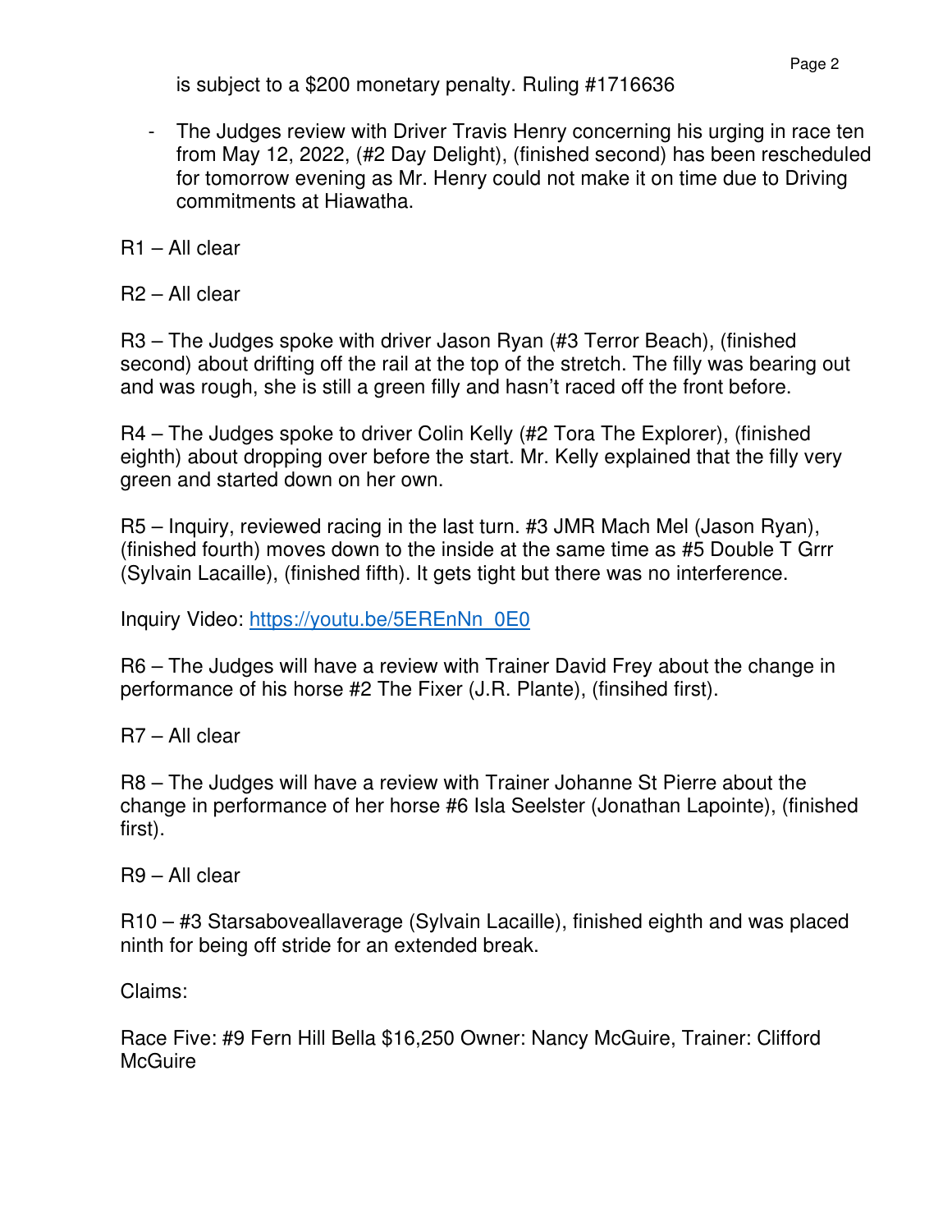is subject to a $200 monetary penalty. Ruling #1716636

- The Judges review with Driver Travis Henry concerning his urging in race ten from May 12, 2022, (#2 Day Delight), (finished second) has been rescheduled for tomorrow evening as Mr. Henry could not make it on time due to Driving commitments at Hiawatha.

R1 – All clear

R2 – All clear

R3 – The Judges spoke with driver Jason Ryan (#3 Terror Beach), (finished second) about drifting off the rail at the top of the stretch. The filly was bearing out and was rough, she is still a green filly and hasn't raced off the front before.

R4 – The Judges spoke to driver Colin Kelly (#2 Tora The Explorer), (finished eighth) about dropping over before the start. Mr. Kelly explained that the filly very green and started down on her own.

R5 – Inquiry, reviewed racing in the last turn. #3 JMR Mach Mel (Jason Ryan), (finished fourth) moves down to the inside at the same time as #5 Double T Grrr (Sylvain Lacaille), (finished fifth). It gets tight but there was no interference.

Inquiry Video: https://youtu.be/5EREnNn_0E0

R6 – The Judges will have a review with Trainer David Frey about the change in performance of his horse #2 The Fixer (J.R. Plante), (finsihed first).

R7 – All clear

R8 – The Judges will have a review with Trainer Johanne St Pierre about the change in performance of her horse #6 Isla Seelster (Jonathan Lapointe), (finished first).

R9 – All clear

R10 – #3 Starsaboveallaverage (Sylvain Lacaille), finished eighth and was placed ninth for being off stride for an extended break.

Claims:

Race Five: #9 Fern Hill Bella $16,250 Owner: Nancy McGuire, Trainer: Clifford McGuire